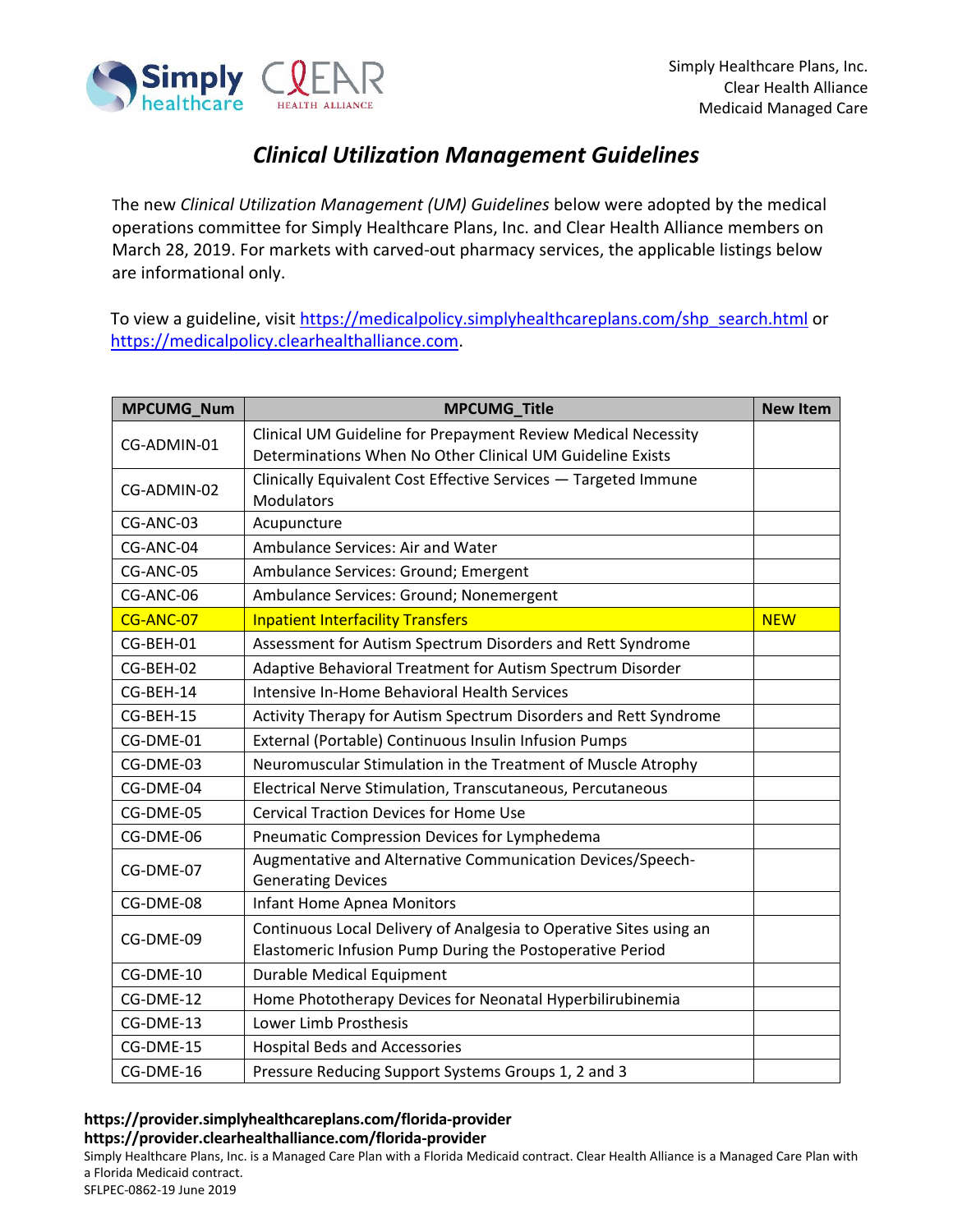Simply Healthcare Plans, Inc.
Clear Health Alliance
Medicaid Managed Care

# *Clinical Utilization Management Guidelines*

The new *Clinical Utilization Management (UM) Guidelines* below were adopted by the medical operations committee for Simply Healthcare Plans, Inc. and Clear Health Alliance members on March 28, 2019. For markets with carved-out pharmacy services, the applicable listings below are informational only.

To view a guideline, visit https://medicalpolicy.simplyhealthcareplans.com/shp_search.html or https://medicalpolicy.clearhealthalliance.com.

| MPCUMG_Num | MPCUMG_Title | New Item |
|---|---|---|
| CG-ADMIN-01 | Clinical UM Guideline for Prepayment Review Medical Necessity Determinations When No Other Clinical UM Guideline Exists | |
| CG-ADMIN-02 | Clinically Equivalent Cost Effective Services — Targeted Immune Modulators | |
| CG-ANC-03 | Acupuncture | |
| CG-ANC-04 | Ambulance Services: Air and Water | |
| CG-ANC-05 | Ambulance Services: Ground; Emergent | |
| CG-ANC-06 | Ambulance Services: Ground; Nonemergent | |
| CG-ANC-07 | Inpatient Interfacility Transfers | NEW |
| CG-BEH-01 | Assessment for Autism Spectrum Disorders and Rett Syndrome | |
| CG-BEH-02 | Adaptive Behavioral Treatment for Autism Spectrum Disorder | |
| CG-BEH-14 | Intensive In-Home Behavioral Health Services | |
| CG-BEH-15 | Activity Therapy for Autism Spectrum Disorders and Rett Syndrome | |
| CG-DME-01 | External (Portable) Continuous Insulin Infusion Pumps | |
| CG-DME-03 | Neuromuscular Stimulation in the Treatment of Muscle Atrophy | |
| CG-DME-04 | Electrical Nerve Stimulation, Transcutaneous, Percutaneous | |
| CG-DME-05 | Cervical Traction Devices for Home Use | |
| CG-DME-06 | Pneumatic Compression Devices for Lymphedema | |
| CG-DME-07 | Augmentative and Alternative Communication Devices/Speech-Generating Devices | |
| CG-DME-08 | Infant Home Apnea Monitors | |
| CG-DME-09 | Continuous Local Delivery of Analgesia to Operative Sites using an Elastomeric Infusion Pump During the Postoperative Period | |
| CG-DME-10 | Durable Medical Equipment | |
| CG-DME-12 | Home Phototherapy Devices for Neonatal Hyperbilirubinemia | |
| CG-DME-13 | Lower Limb Prosthesis | |
| CG-DME-15 | Hospital Beds and Accessories | |
| CG-DME-16 | Pressure Reducing Support Systems Groups 1, 2 and 3 | |

**https://provider.simplyhealthcareplans.com/florida-provider**
**https://provider.clearhealthalliance.com/florida-provider**

Simply Healthcare Plans, Inc. is a Managed Care Plan with a Florida Medicaid contract. Clear Health Alliance is a Managed Care Plan with a Florida Medicaid contract.
SFLPEC-0862-19 June 2019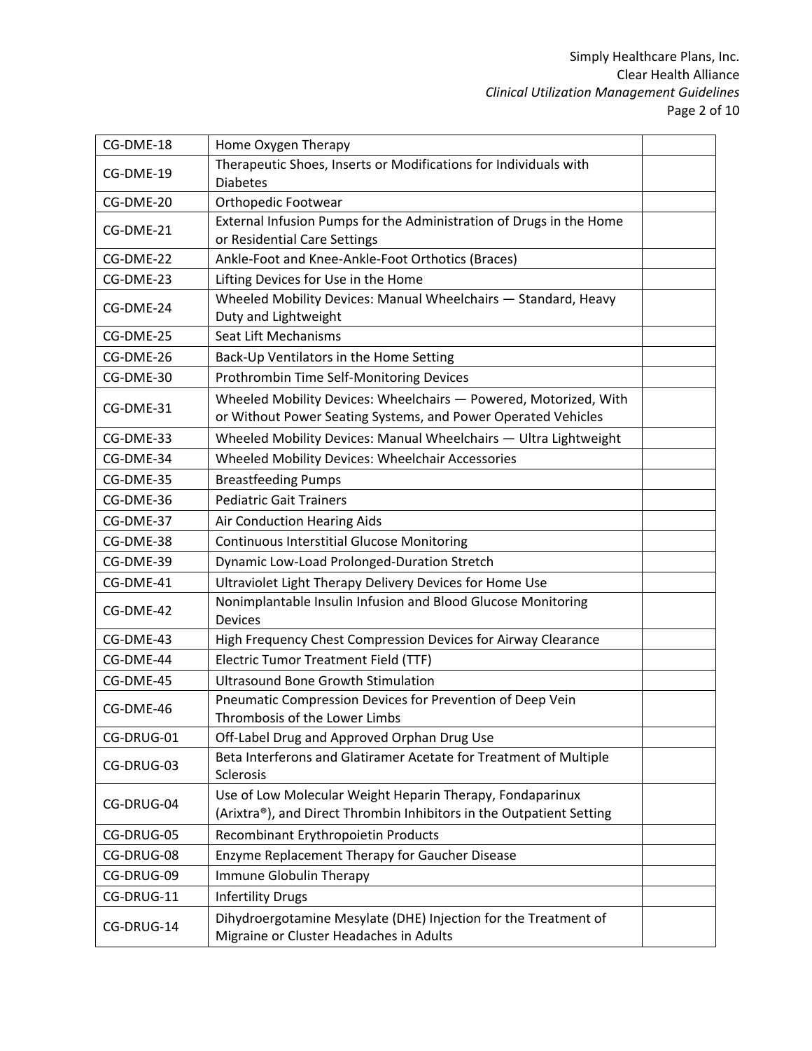| | | |
|---|---|---|
| CG-DME-18 | Home Oxygen Therapy | |
| CG-DME-19 | Therapeutic Shoes, Inserts or Modifications for Individuals with Diabetes | |
| CG-DME-20 | Orthopedic Footwear | |
| CG-DME-21 | External Infusion Pumps for the Administration of Drugs in the Home or Residential Care Settings | |
| CG-DME-22 | Ankle-Foot and Knee-Ankle-Foot Orthotics (Braces) | |
| CG-DME-23 | Lifting Devices for Use in the Home | |
| CG-DME-24 | Wheeled Mobility Devices: Manual Wheelchairs — Standard, Heavy Duty and Lightweight | |
| CG-DME-25 | Seat Lift Mechanisms | |
| CG-DME-26 | Back-Up Ventilators in the Home Setting | |
| CG-DME-30 | Prothrombin Time Self-Monitoring Devices | |
| CG-DME-31 | Wheeled Mobility Devices: Wheelchairs — Powered, Motorized, With or Without Power Seating Systems, and Power Operated Vehicles | |
| CG-DME-33 | Wheeled Mobility Devices: Manual Wheelchairs — Ultra Lightweight | |
| CG-DME-34 | Wheeled Mobility Devices: Wheelchair Accessories | |
| CG-DME-35 | Breastfeeding Pumps | |
| CG-DME-36 | Pediatric Gait Trainers | |
| CG-DME-37 | Air Conduction Hearing Aids | |
| CG-DME-38 | Continuous Interstitial Glucose Monitoring | |
| CG-DME-39 | Dynamic Low-Load Prolonged-Duration Stretch | |
| CG-DME-41 | Ultraviolet Light Therapy Delivery Devices for Home Use | |
| CG-DME-42 | Nonimplantable Insulin Infusion and Blood Glucose Monitoring Devices | |
| CG-DME-43 | High Frequency Chest Compression Devices for Airway Clearance | |
| CG-DME-44 | Electric Tumor Treatment Field (TTF) | |
| CG-DME-45 | Ultrasound Bone Growth Stimulation | |
| CG-DME-46 | Pneumatic Compression Devices for Prevention of Deep Vein Thrombosis of the Lower Limbs | |
| CG-DRUG-01 | Off-Label Drug and Approved Orphan Drug Use | |
| CG-DRUG-03 | Beta Interferons and Glatiramer Acetate for Treatment of Multiple Sclerosis | |
| CG-DRUG-04 | Use of Low Molecular Weight Heparin Therapy, Fondaparinux (Arixtra®), and Direct Thrombin Inhibitors in the Outpatient Setting | |
| CG-DRUG-05 | Recombinant Erythropoietin Products | |
| CG-DRUG-08 | Enzyme Replacement Therapy for Gaucher Disease | |
| CG-DRUG-09 | Immune Globulin Therapy | |
| CG-DRUG-11 | Infertility Drugs | |
| CG-DRUG-14 | Dihydroergotamine Mesylate (DHE) Injection for the Treatment of Migraine or Cluster Headaches in Adults | |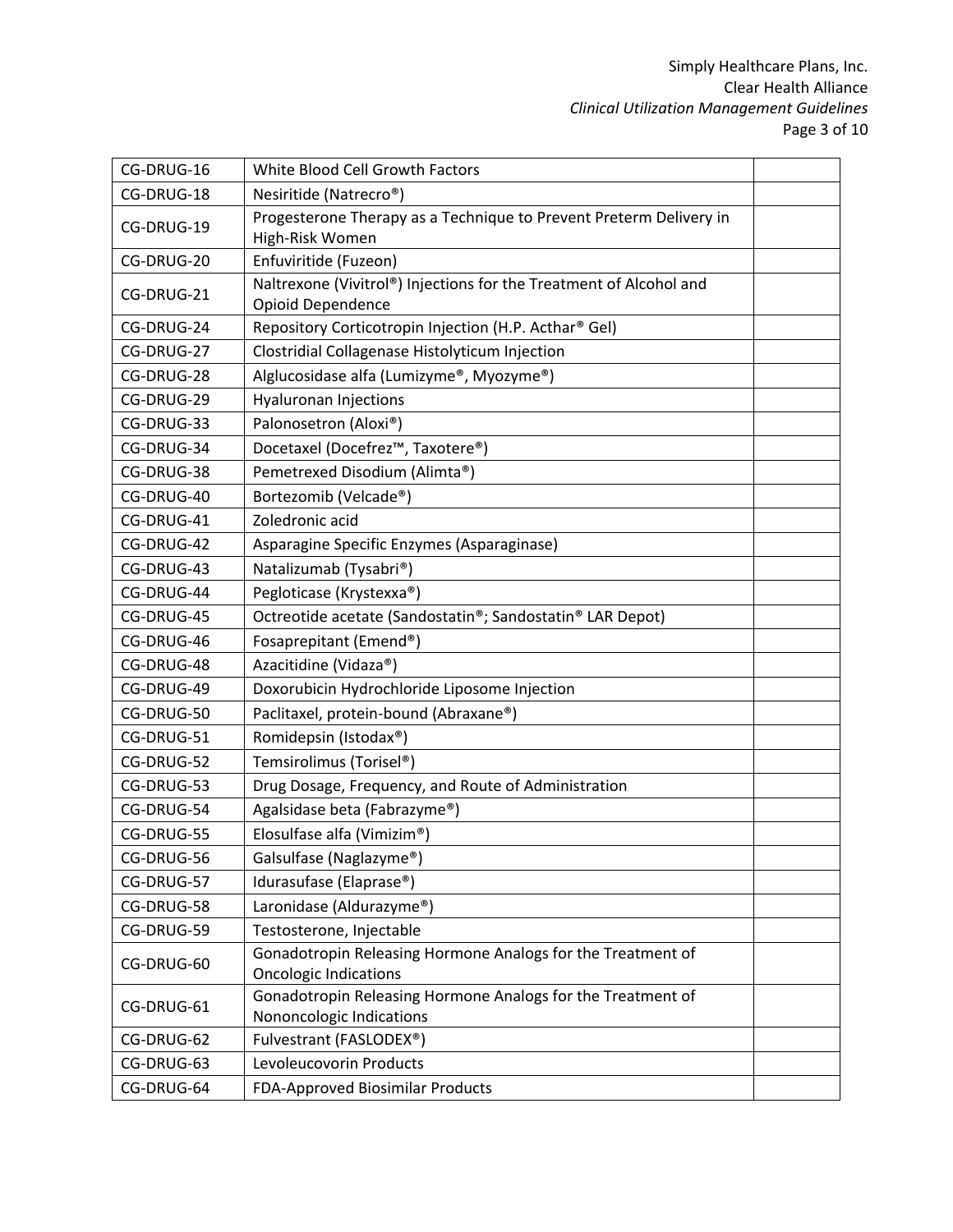| | | |
|---|---|---|
| CG-DRUG-16 | White Blood Cell Growth Factors | |
| CG-DRUG-18 | Nesiritide (Natrecro®) | |
| CG-DRUG-19 | Progesterone Therapy as a Technique to Prevent Preterm Delivery in High-Risk Women | |
| CG-DRUG-20 | Enfuviritide (Fuzeon) | |
| CG-DRUG-21 | Naltrexone (Vivitrol®) Injections for the Treatment of Alcohol and Opioid Dependence | |
| CG-DRUG-24 | Repository Corticotropin Injection (H.P. Acthar® Gel) | |
| CG-DRUG-27 | Clostridial Collagenase Histolyticum Injection | |
| CG-DRUG-28 | Alglucosidase alfa (Lumizyme®, Myozyme®) | |
| CG-DRUG-29 | Hyaluronan Injections | |
| CG-DRUG-33 | Palonosetron (Aloxi®) | |
| CG-DRUG-34 | Docetaxel (Docefrez™, Taxotere®) | |
| CG-DRUG-38 | Pemetrexed Disodium (Alimta®) | |
| CG-DRUG-40 | Bortezomib (Velcade®) | |
| CG-DRUG-41 | Zoledronic acid | |
| CG-DRUG-42 | Asparagine Specific Enzymes (Asparaginase) | |
| CG-DRUG-43 | Natalizumab (Tysabri®) | |
| CG-DRUG-44 | Pegloticase (Krystexxa®) | |
| CG-DRUG-45 | Octreotide acetate (Sandostatin®; Sandostatin® LAR Depot) | |
| CG-DRUG-46 | Fosaprepitant (Emend®) | |
| CG-DRUG-48 | Azacitidine (Vidaza®) | |
| CG-DRUG-49 | Doxorubicin Hydrochloride Liposome Injection | |
| CG-DRUG-50 | Paclitaxel, protein-bound (Abraxane®) | |
| CG-DRUG-51 | Romidepsin (Istodax®) | |
| CG-DRUG-52 | Temsirolimus (Torisel®) | |
| CG-DRUG-53 | Drug Dosage, Frequency, and Route of Administration | |
| CG-DRUG-54 | Agalsidase beta (Fabrazyme®) | |
| CG-DRUG-55 | Elosulfase alfa (Vimizim®) | |
| CG-DRUG-56 | Galsulfase (Naglazyme®) | |
| CG-DRUG-57 | Idurasufase (Elaprase®) | |
| CG-DRUG-58 | Laronidase (Aldurazyme®) | |
| CG-DRUG-59 | Testosterone, Injectable | |
| CG-DRUG-60 | Gonadotropin Releasing Hormone Analogs for the Treatment of Oncologic Indications | |
| CG-DRUG-61 | Gonadotropin Releasing Hormone Analogs for the Treatment of Nononcologic Indications | |
| CG-DRUG-62 | Fulvestrant (FASLODEX®) | |
| CG-DRUG-63 | Levoleucovorin Products | |
| CG-DRUG-64 | FDA-Approved Biosimilar Products | |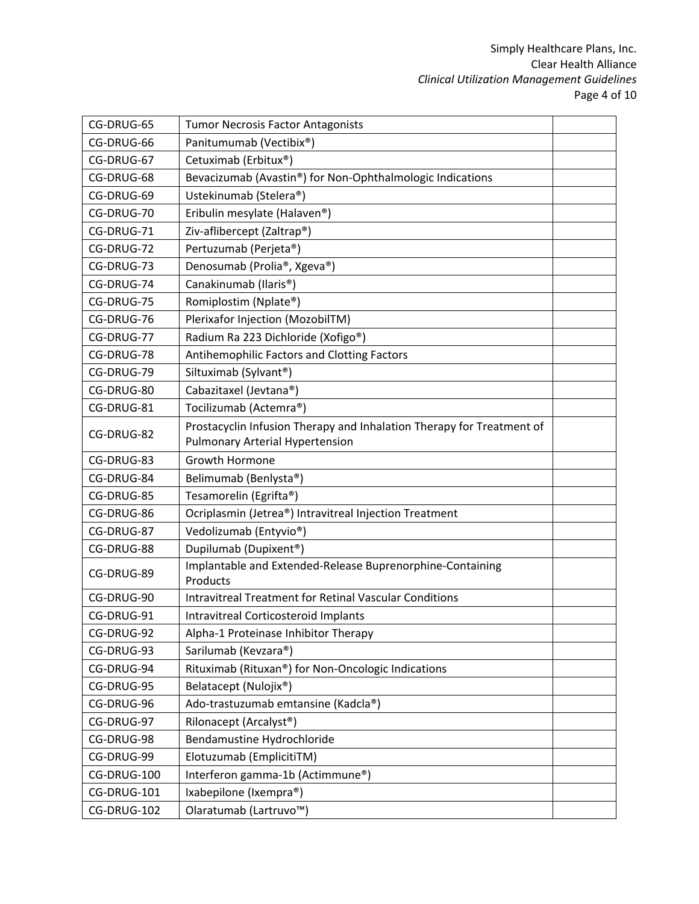| CG-DRUG-65 | Tumor Necrosis Factor Antagonists | |
|---|---|---|
| CG-DRUG-66 | Panitumumab (Vectibix®) | |
| CG-DRUG-67 | Cetuximab (Erbitux®) | |
| CG-DRUG-68 | Bevacizumab (Avastin®) for Non-Ophthalmologic Indications | |
| CG-DRUG-69 | Ustekinumab (Stelera®) | |
| CG-DRUG-70 | Eribulin mesylate (Halaven®) | |
| CG-DRUG-71 | Ziv-aflibercept (Zaltrap®) | |
| CG-DRUG-72 | Pertuzumab (Perjeta®) | |
| CG-DRUG-73 | Denosumab (Prolia®, Xgeva®) | |
| CG-DRUG-74 | Canakinumab (Ilaris®) | |
| CG-DRUG-75 | Romiplostim (Nplate®) | |
| CG-DRUG-76 | Plerixafor Injection (MozobilTM) | |
| CG-DRUG-77 | Radium Ra 223 Dichloride (Xofigo®) | |
| CG-DRUG-78 | Antihemophilic Factors and Clotting Factors | |
| CG-DRUG-79 | Siltuximab (Sylvant®) | |
| CG-DRUG-80 | Cabazitaxel (Jevtana®) | |
| CG-DRUG-81 | Tocilizumab (Actemra®) | |
| CG-DRUG-82 | Prostacyclin Infusion Therapy and Inhalation Therapy for Treatment of Pulmonary Arterial Hypertension | |
| CG-DRUG-83 | Growth Hormone | |
| CG-DRUG-84 | Belimumab (Benlysta®) | |
| CG-DRUG-85 | Tesamorelin (Egrifta®) | |
| CG-DRUG-86 | Ocriplasmin (Jetrea®) Intravitreal Injection Treatment | |
| CG-DRUG-87 | Vedolizumab (Entyvio®) | |
| CG-DRUG-88 | Dupilumab (Dupixent®) | |
| CG-DRUG-89 | Implantable and Extended-Release Buprenorphine-Containing Products | |
| CG-DRUG-90 | Intravitreal Treatment for Retinal Vascular Conditions | |
| CG-DRUG-91 | Intravitreal Corticosteroid Implants | |
| CG-DRUG-92 | Alpha-1 Proteinase Inhibitor Therapy | |
| CG-DRUG-93 | Sarilumab (Kevzara®) | |
| CG-DRUG-94 | Rituximab (Rituxan®) for Non-Oncologic Indications | |
| CG-DRUG-95 | Belatacept (Nulojix®) | |
| CG-DRUG-96 | Ado-trastuzumab emtansine (Kadcla®) | |
| CG-DRUG-97 | Rilonacept (Arcalyst®) | |
| CG-DRUG-98 | Bendamustine Hydrochloride | |
| CG-DRUG-99 | Elotuzumab (EmplicitiTM) | |
| CG-DRUG-100 | Interferon gamma-1b (Actimmune®) | |
| CG-DRUG-101 | Ixabepilone (Ixempra®) | |
| CG-DRUG-102 | Olaratumab (Lartruvo™) | |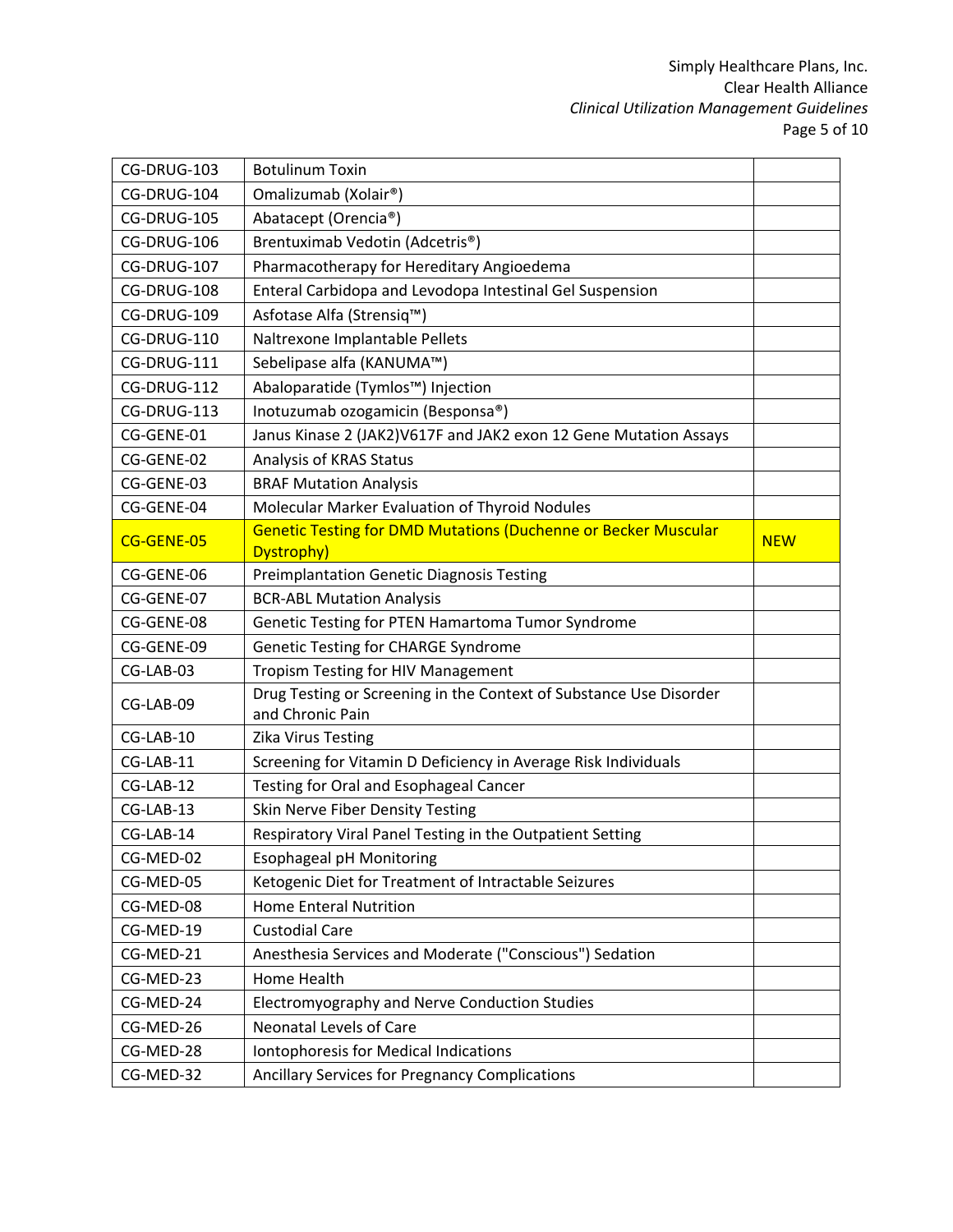| | | |
|---|---|---|
| CG-DRUG-103 | Botulinum Toxin | |
| CG-DRUG-104 | Omalizumab (Xolair®) | |
| CG-DRUG-105 | Abatacept (Orencia®) | |
| CG-DRUG-106 | Brentuximab Vedotin (Adcetris®) | |
| CG-DRUG-107 | Pharmacotherapy for Hereditary Angioedema | |
| CG-DRUG-108 | Enteral Carbidopa and Levodopa Intestinal Gel Suspension | |
| CG-DRUG-109 | Asfotase Alfa (Strensiq™) | |
| CG-DRUG-110 | Naltrexone Implantable Pellets | |
| CG-DRUG-111 | Sebelipase alfa (KANUMA™) | |
| CG-DRUG-112 | Abaloparatide (Tymlos™) Injection | |
| CG-DRUG-113 | Inotuzumab ozogamicin (Besponsa®) | |
| CG-GENE-01 | Janus Kinase 2 (JAK2)V617F and JAK2 exon 12 Gene Mutation Assays | |
| CG-GENE-02 | Analysis of KRAS Status | |
| CG-GENE-03 | BRAF Mutation Analysis | |
| CG-GENE-04 | Molecular Marker Evaluation of Thyroid Nodules | |
| CG-GENE-05 | Genetic Testing for DMD Mutations (Duchenne or Becker Muscular Dystrophy) | NEW |
| CG-GENE-06 | Preimplantation Genetic Diagnosis Testing | |
| CG-GENE-07 | BCR-ABL Mutation Analysis | |
| CG-GENE-08 | Genetic Testing for PTEN Hamartoma Tumor Syndrome | |
| CG-GENE-09 | Genetic Testing for CHARGE Syndrome | |
| CG-LAB-03 | Tropism Testing for HIV Management | |
| CG-LAB-09 | Drug Testing or Screening in the Context of Substance Use Disorder and Chronic Pain | |
| CG-LAB-10 | Zika Virus Testing | |
| CG-LAB-11 | Screening for Vitamin D Deficiency in Average Risk Individuals | |
| CG-LAB-12 | Testing for Oral and Esophageal Cancer | |
| CG-LAB-13 | Skin Nerve Fiber Density Testing | |
| CG-LAB-14 | Respiratory Viral Panel Testing in the Outpatient Setting | |
| CG-MED-02 | Esophageal pH Monitoring | |
| CG-MED-05 | Ketogenic Diet for Treatment of Intractable Seizures | |
| CG-MED-08 | Home Enteral Nutrition | |
| CG-MED-19 | Custodial Care | |
| CG-MED-21 | Anesthesia Services and Moderate ("Conscious") Sedation | |
| CG-MED-23 | Home Health | |
| CG-MED-24 | Electromyography and Nerve Conduction Studies | |
| CG-MED-26 | Neonatal Levels of Care | |
| CG-MED-28 | Iontophoresis for Medical Indications | |
| CG-MED-32 | Ancillary Services for Pregnancy Complications | |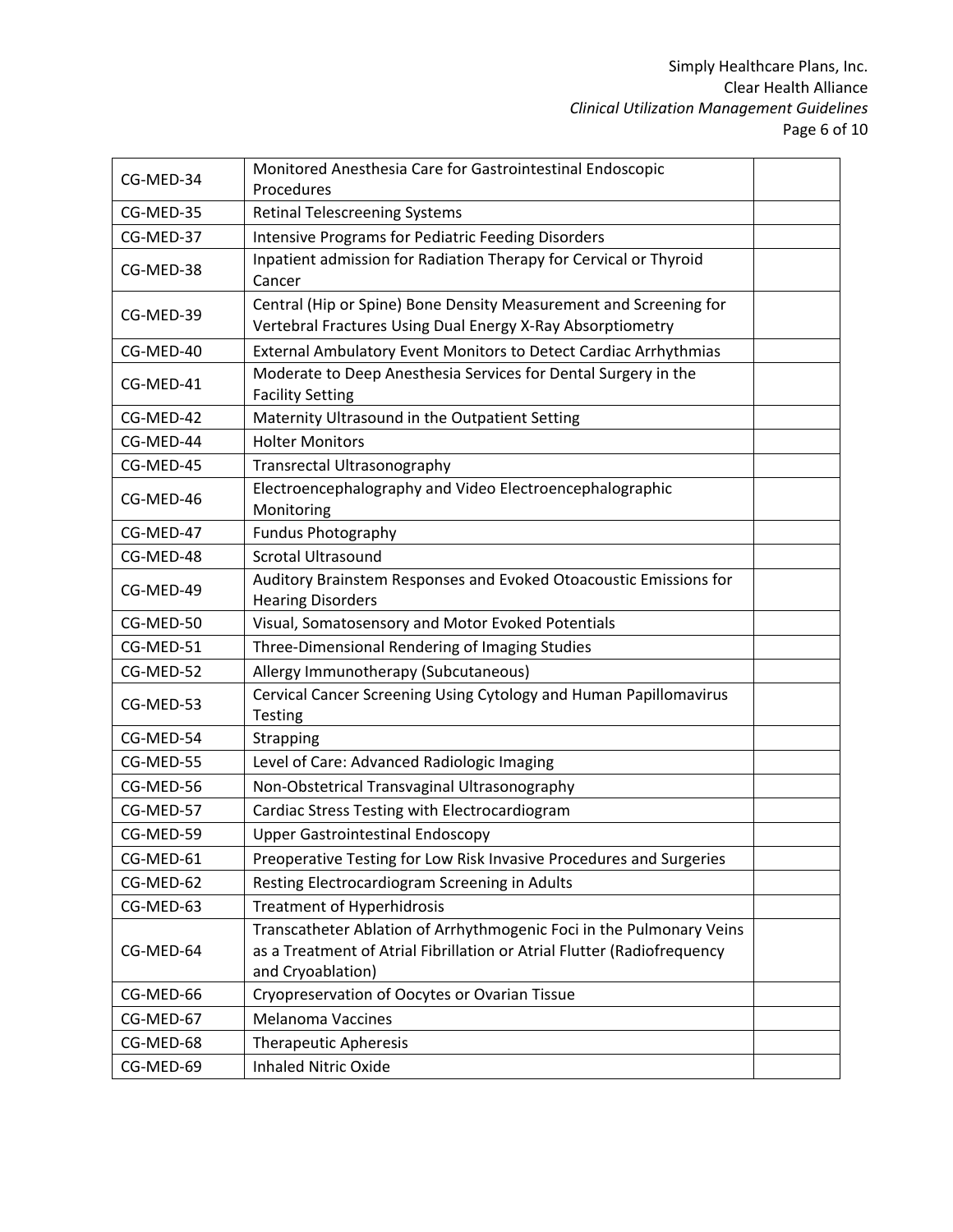| | | |
|---|---|---|
| CG-MED-34 | Monitored Anesthesia Care for Gastrointestinal Endoscopic Procedures | |
| CG-MED-35 | Retinal Telescreening Systems | |
| CG-MED-37 | Intensive Programs for Pediatric Feeding Disorders | |
| CG-MED-38 | Inpatient admission for Radiation Therapy for Cervical or Thyroid Cancer | |
| CG-MED-39 | Central (Hip or Spine) Bone Density Measurement and Screening for Vertebral Fractures Using Dual Energy X-Ray Absorptiometry | |
| CG-MED-40 | External Ambulatory Event Monitors to Detect Cardiac Arrhythmias | |
| CG-MED-41 | Moderate to Deep Anesthesia Services for Dental Surgery in the Facility Setting | |
| CG-MED-42 | Maternity Ultrasound in the Outpatient Setting | |
| CG-MED-44 | Holter Monitors | |
| CG-MED-45 | Transrectal Ultrasonography | |
| CG-MED-46 | Electroencephalography and Video Electroencephalographic Monitoring | |
| CG-MED-47 | Fundus Photography | |
| CG-MED-48 | Scrotal Ultrasound | |
| CG-MED-49 | Auditory Brainstem Responses and Evoked Otoacoustic Emissions for Hearing Disorders | |
| CG-MED-50 | Visual, Somatosensory and Motor Evoked Potentials | |
| CG-MED-51 | Three-Dimensional Rendering of Imaging Studies | |
| CG-MED-52 | Allergy Immunotherapy (Subcutaneous) | |
| CG-MED-53 | Cervical Cancer Screening Using Cytology and Human Papillomavirus Testing | |
| CG-MED-54 | Strapping | |
| CG-MED-55 | Level of Care: Advanced Radiologic Imaging | |
| CG-MED-56 | Non-Obstetrical Transvaginal Ultrasonography | |
| CG-MED-57 | Cardiac Stress Testing with Electrocardiogram | |
| CG-MED-59 | Upper Gastrointestinal Endoscopy | |
| CG-MED-61 | Preoperative Testing for Low Risk Invasive Procedures and Surgeries | |
| CG-MED-62 | Resting Electrocardiogram Screening in Adults | |
| CG-MED-63 | Treatment of Hyperhidrosis | |
| CG-MED-64 | Transcatheter Ablation of Arrhythmogenic Foci in the Pulmonary Veins as a Treatment of Atrial Fibrillation or Atrial Flutter (Radiofrequency and Cryoablation) | |
| CG-MED-66 | Cryopreservation of Oocytes or Ovarian Tissue | |
| CG-MED-67 | Melanoma Vaccines | |
| CG-MED-68 | Therapeutic Apheresis | |
| CG-MED-69 | Inhaled Nitric Oxide | |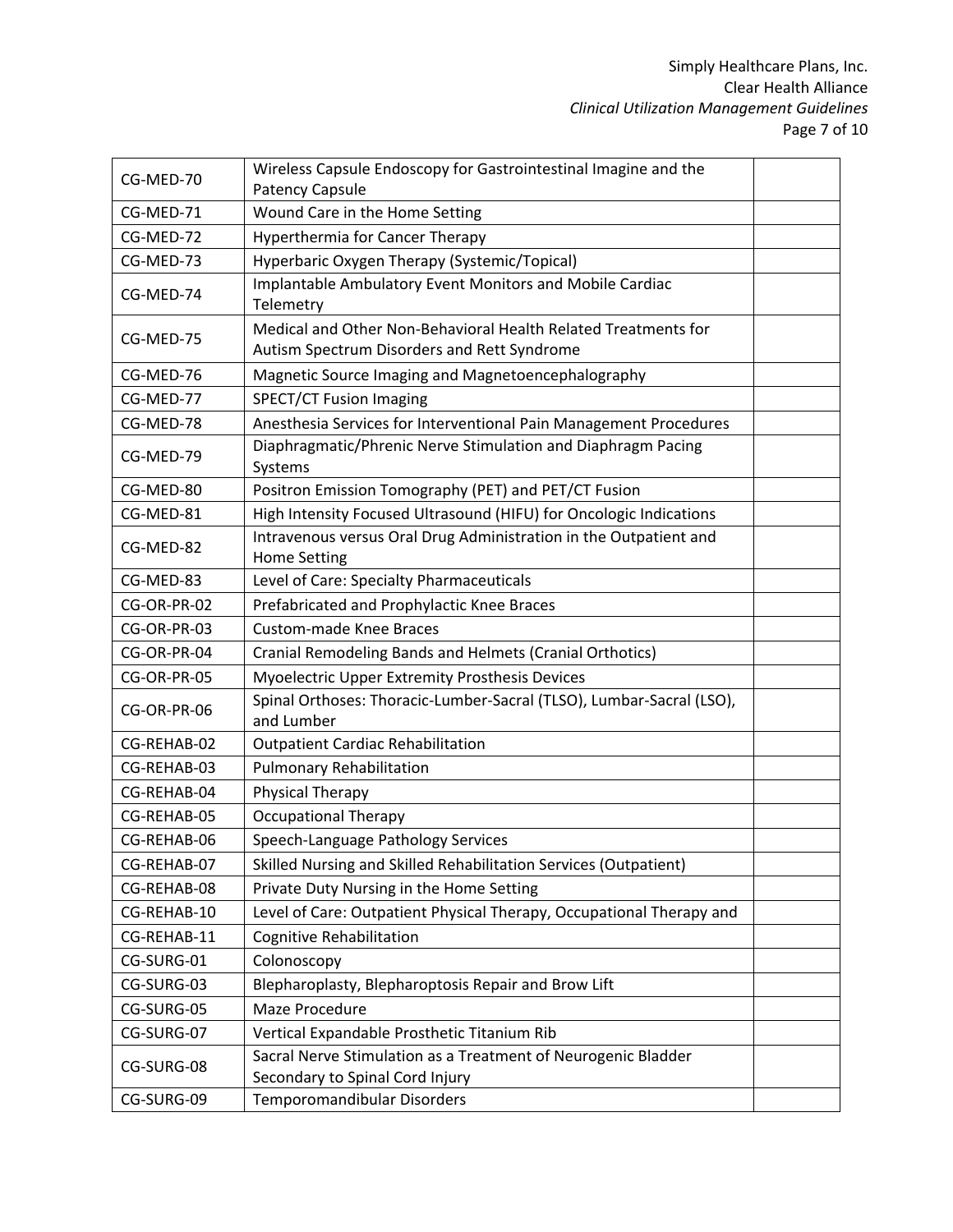| | | |
|---|---|---|
| CG-MED-70 | Wireless Capsule Endoscopy for Gastrointestinal Imagine and the Patency Capsule | |
| CG-MED-71 | Wound Care in the Home Setting | |
| CG-MED-72 | Hyperthermia for Cancer Therapy | |
| CG-MED-73 | Hyperbaric Oxygen Therapy (Systemic/Topical) | |
| CG-MED-74 | Implantable Ambulatory Event Monitors and Mobile Cardiac Telemetry | |
| CG-MED-75 | Medical and Other Non-Behavioral Health Related Treatments for Autism Spectrum Disorders and Rett Syndrome | |
| CG-MED-76 | Magnetic Source Imaging and Magnetoencephalography | |
| CG-MED-77 | SPECT/CT Fusion Imaging | |
| CG-MED-78 | Anesthesia Services for Interventional Pain Management Procedures | |
| CG-MED-79 | Diaphragmatic/Phrenic Nerve Stimulation and Diaphragm Pacing Systems | |
| CG-MED-80 | Positron Emission Tomography (PET) and PET/CT Fusion | |
| CG-MED-81 | High Intensity Focused Ultrasound (HIFU) for Oncologic Indications | |
| CG-MED-82 | Intravenous versus Oral Drug Administration in the Outpatient and Home Setting | |
| CG-MED-83 | Level of Care: Specialty Pharmaceuticals | |
| CG-OR-PR-02 | Prefabricated and Prophylactic Knee Braces | |
| CG-OR-PR-03 | Custom-made Knee Braces | |
| CG-OR-PR-04 | Cranial Remodeling Bands and Helmets (Cranial Orthotics) | |
| CG-OR-PR-05 | Myoelectric Upper Extremity Prosthesis Devices | |
| CG-OR-PR-06 | Spinal Orthoses: Thoracic-Lumber-Sacral (TLSO), Lumbar-Sacral (LSO), and Lumber | |
| CG-REHAB-02 | Outpatient Cardiac Rehabilitation | |
| CG-REHAB-03 | Pulmonary Rehabilitation | |
| CG-REHAB-04 | Physical Therapy | |
| CG-REHAB-05 | Occupational Therapy | |
| CG-REHAB-06 | Speech-Language Pathology Services | |
| CG-REHAB-07 | Skilled Nursing and Skilled Rehabilitation Services (Outpatient) | |
| CG-REHAB-08 | Private Duty Nursing in the Home Setting | |
| CG-REHAB-10 | Level of Care: Outpatient Physical Therapy, Occupational Therapy and | |
| CG-REHAB-11 | Cognitive Rehabilitation | |
| CG-SURG-01 | Colonoscopy | |
| CG-SURG-03 | Blepharoplasty, Blepharoptosis Repair and Brow Lift | |
| CG-SURG-05 | Maze Procedure | |
| CG-SURG-07 | Vertical Expandable Prosthetic Titanium Rib | |
| CG-SURG-08 | Sacral Nerve Stimulation as a Treatment of Neurogenic Bladder Secondary to Spinal Cord Injury | |
| CG-SURG-09 | Temporomandibular Disorders | |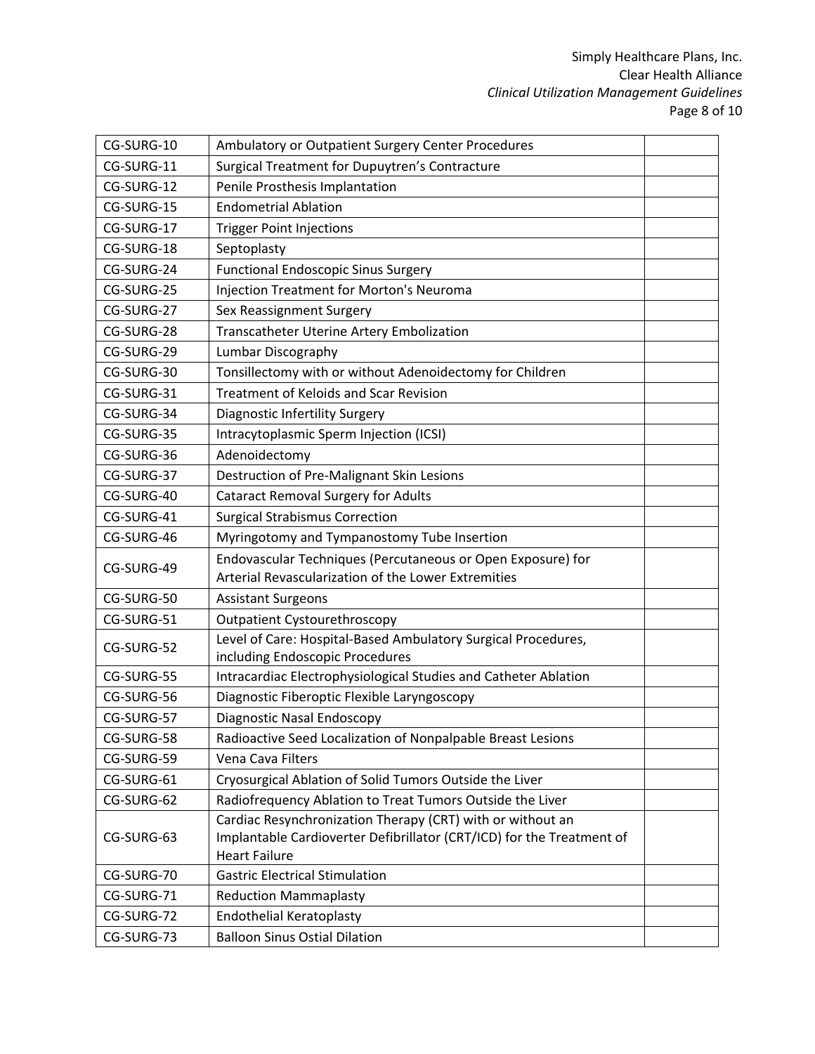| CG-SURG-10 | Ambulatory or Outpatient Surgery Center Procedures | |
|---|---|---|
| CG-SURG-11 | Surgical Treatment for Dupuytren’s Contracture | |
| CG-SURG-12 | Penile Prosthesis Implantation | |
| CG-SURG-15 | Endometrial Ablation | |
| CG-SURG-17 | Trigger Point Injections | |
| CG-SURG-18 | Septoplasty | |
| CG-SURG-24 | Functional Endoscopic Sinus Surgery | |
| CG-SURG-25 | Injection Treatment for Morton's Neuroma | |
| CG-SURG-27 | Sex Reassignment Surgery | |
| CG-SURG-28 | Transcatheter Uterine Artery Embolization | |
| CG-SURG-29 | Lumbar Discography | |
| CG-SURG-30 | Tonsillectomy with or without Adenoidectomy for Children | |
| CG-SURG-31 | Treatment of Keloids and Scar Revision | |
| CG-SURG-34 | Diagnostic Infertility Surgery | |
| CG-SURG-35 | Intracytoplasmic Sperm Injection (ICSI) | |
| CG-SURG-36 | Adenoidectomy | |
| CG-SURG-37 | Destruction of Pre-Malignant Skin Lesions | |
| CG-SURG-40 | Cataract Removal Surgery for Adults | |
| CG-SURG-41 | Surgical Strabismus Correction | |
| CG-SURG-46 | Myringotomy and Tympanostomy Tube Insertion | |
| CG-SURG-49 | Endovascular Techniques (Percutaneous or Open Exposure) for Arterial Revascularization of the Lower Extremities | |
| CG-SURG-50 | Assistant Surgeons | |
| CG-SURG-51 | Outpatient Cystourethroscopy | |
| CG-SURG-52 | Level of Care: Hospital-Based Ambulatory Surgical Procedures, including Endoscopic Procedures | |
| CG-SURG-55 | Intracardiac Electrophysiological Studies and Catheter Ablation | |
| CG-SURG-56 | Diagnostic Fiberoptic Flexible Laryngoscopy | |
| CG-SURG-57 | Diagnostic Nasal Endoscopy | |
| CG-SURG-58 | Radioactive Seed Localization of Nonpalpable Breast Lesions | |
| CG-SURG-59 | Vena Cava Filters | |
| CG-SURG-61 | Cryosurgical Ablation of Solid Tumors Outside the Liver | |
| CG-SURG-62 | Radiofrequency Ablation to Treat Tumors Outside the Liver | |
| CG-SURG-63 | Cardiac Resynchronization Therapy (CRT) with or without an Implantable Cardioverter Defibrillator (CRT/ICD) for the Treatment of Heart Failure | |
| CG-SURG-70 | Gastric Electrical Stimulation | |
| CG-SURG-71 | Reduction Mammaplasty | |
| CG-SURG-72 | Endothelial Keratoplasty | |
| CG-SURG-73 | Balloon Sinus Ostial Dilation | |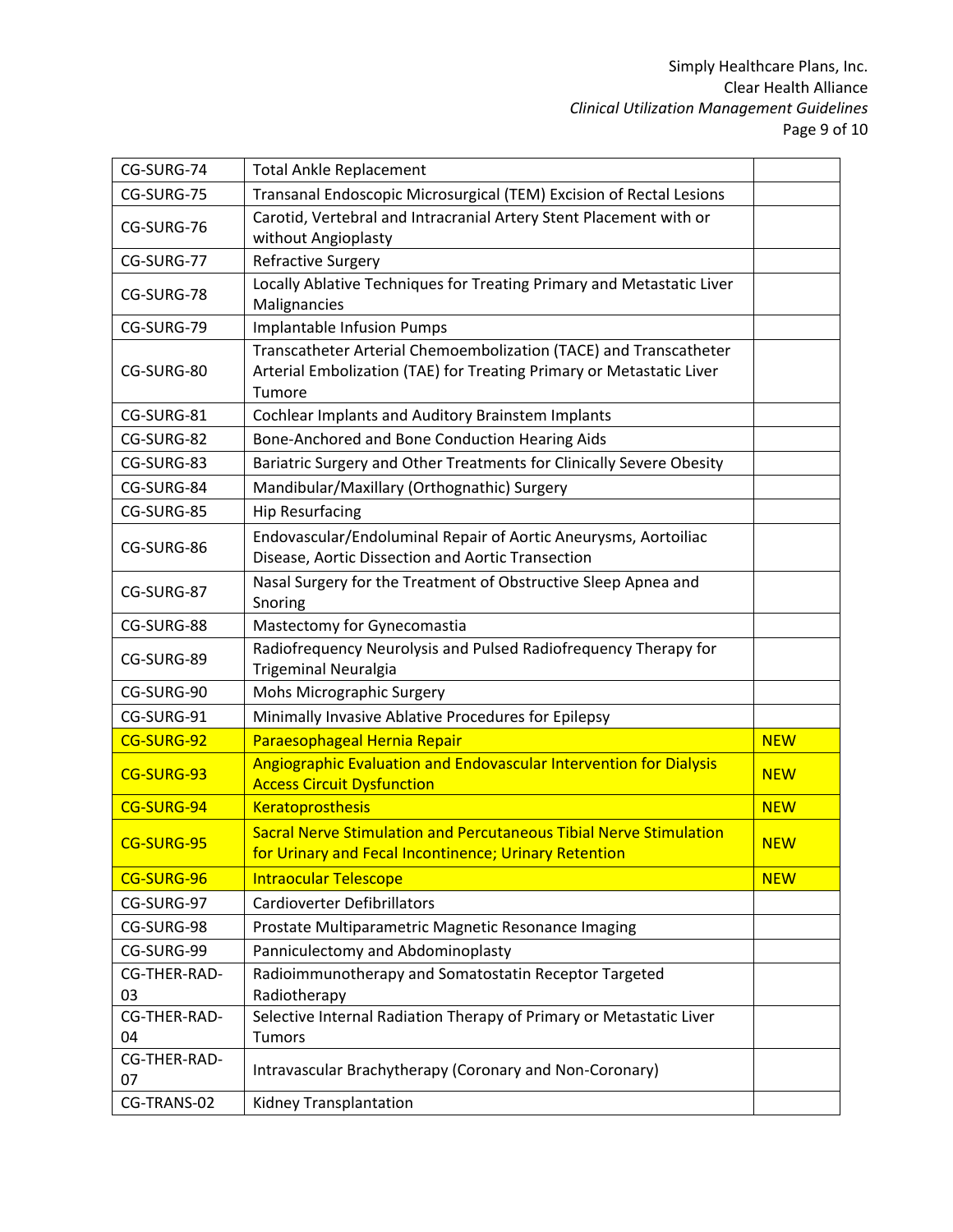| | | |
|---|---|---|
| CG-SURG-74 | Total Ankle Replacement | |
| CG-SURG-75 | Transanal Endoscopic Microsurgical (TEM) Excision of Rectal Lesions | |
| CG-SURG-76 | Carotid, Vertebral and Intracranial Artery Stent Placement with or without Angioplasty | |
| CG-SURG-77 | Refractive Surgery | |
| CG-SURG-78 | Locally Ablative Techniques for Treating Primary and Metastatic Liver Malignancies | |
| CG-SURG-79 | Implantable Infusion Pumps | |
| CG-SURG-80 | Transcatheter Arterial Chemoembolization (TACE) and Transcatheter Arterial Embolization (TAE) for Treating Primary or Metastatic Liver Tumore | |
| CG-SURG-81 | Cochlear Implants and Auditory Brainstem Implants | |
| CG-SURG-82 | Bone-Anchored and Bone Conduction Hearing Aids | |
| CG-SURG-83 | Bariatric Surgery and Other Treatments for Clinically Severe Obesity | |
| CG-SURG-84 | Mandibular/Maxillary (Orthognathic) Surgery | |
| CG-SURG-85 | Hip Resurfacing | |
| CG-SURG-86 | Endovascular/Endoluminal Repair of Aortic Aneurysms, Aortoiliac Disease, Aortic Dissection and Aortic Transection | |
| CG-SURG-87 | Nasal Surgery for the Treatment of Obstructive Sleep Apnea and Snoring | |
| CG-SURG-88 | Mastectomy for Gynecomastia | |
| CG-SURG-89 | Radiofrequency Neurolysis and Pulsed Radiofrequency Therapy for Trigeminal Neuralgia | |
| CG-SURG-90 | Mohs Micrographic Surgery | |
| CG-SURG-91 | Minimally Invasive Ablative Procedures for Epilepsy | |
| CG-SURG-92 | Paraesophageal Hernia Repair | NEW |
| CG-SURG-93 | Angiographic Evaluation and Endovascular Intervention for Dialysis Access Circuit Dysfunction | NEW |
| CG-SURG-94 | Keratoprosthesis | NEW |
| CG-SURG-95 | Sacral Nerve Stimulation and Percutaneous Tibial Nerve Stimulation for Urinary and Fecal Incontinence; Urinary Retention | NEW |
| CG-SURG-96 | Intraocular Telescope | NEW |
| CG-SURG-97 | Cardioverter Defibrillators | |
| CG-SURG-98 | Prostate Multiparametric Magnetic Resonance Imaging | |
| CG-SURG-99 | Panniculectomy and Abdominoplasty | |
| CG-THER-RAD-03 | Radioimmunotherapy and Somatostatin Receptor Targeted Radiotherapy | |
| CG-THER-RAD-04 | Selective Internal Radiation Therapy of Primary or Metastatic Liver Tumors | |
| CG-THER-RAD-07 | Intravascular Brachytherapy (Coronary and Non-Coronary) | |
| CG-TRANS-02 | Kidney Transplantation | |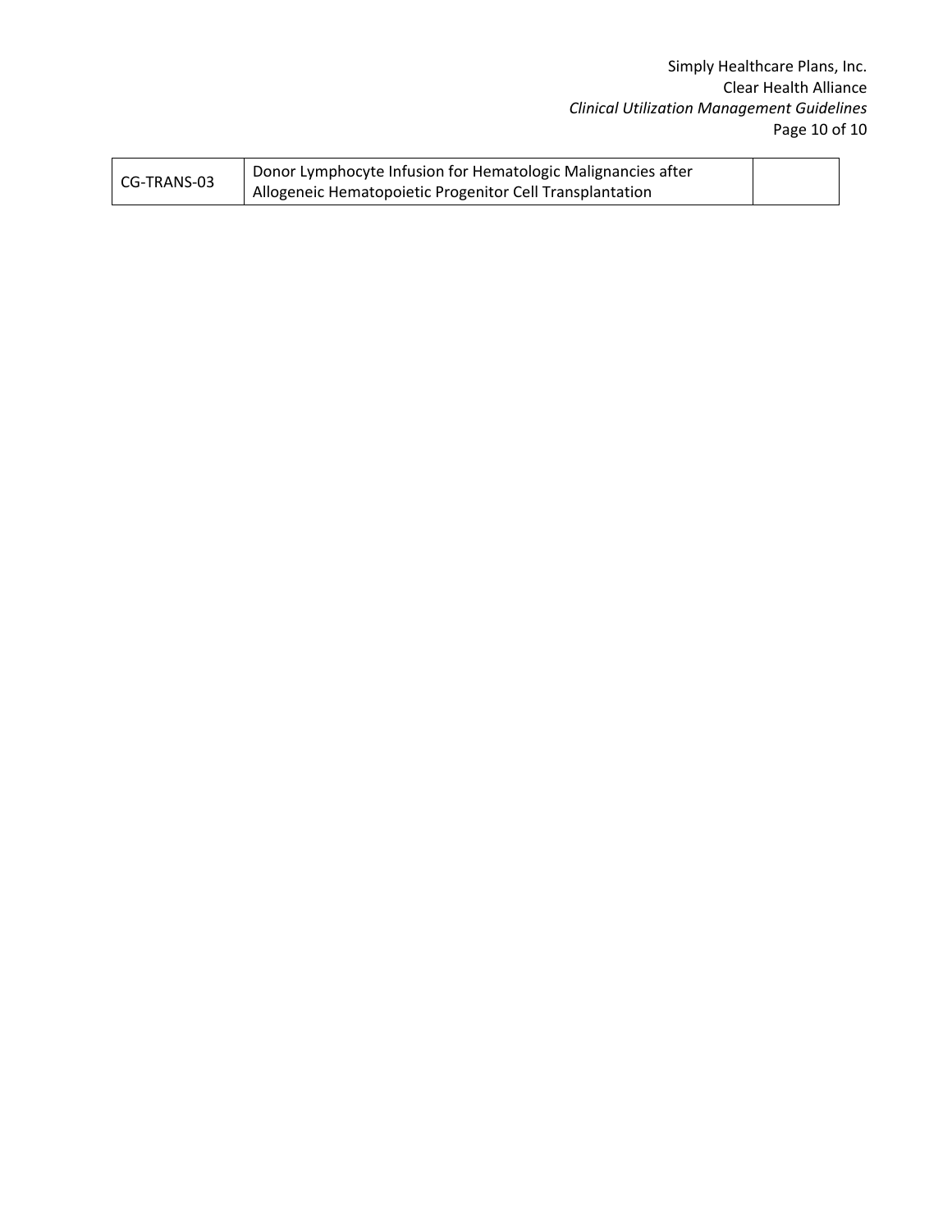| | | |
|---|---|---|
| CG-TRANS-03 | Donor Lymphocyte Infusion for Hematologic Malignancies after Allogeneic Hematopoietic Progenitor Cell Transplantation | |